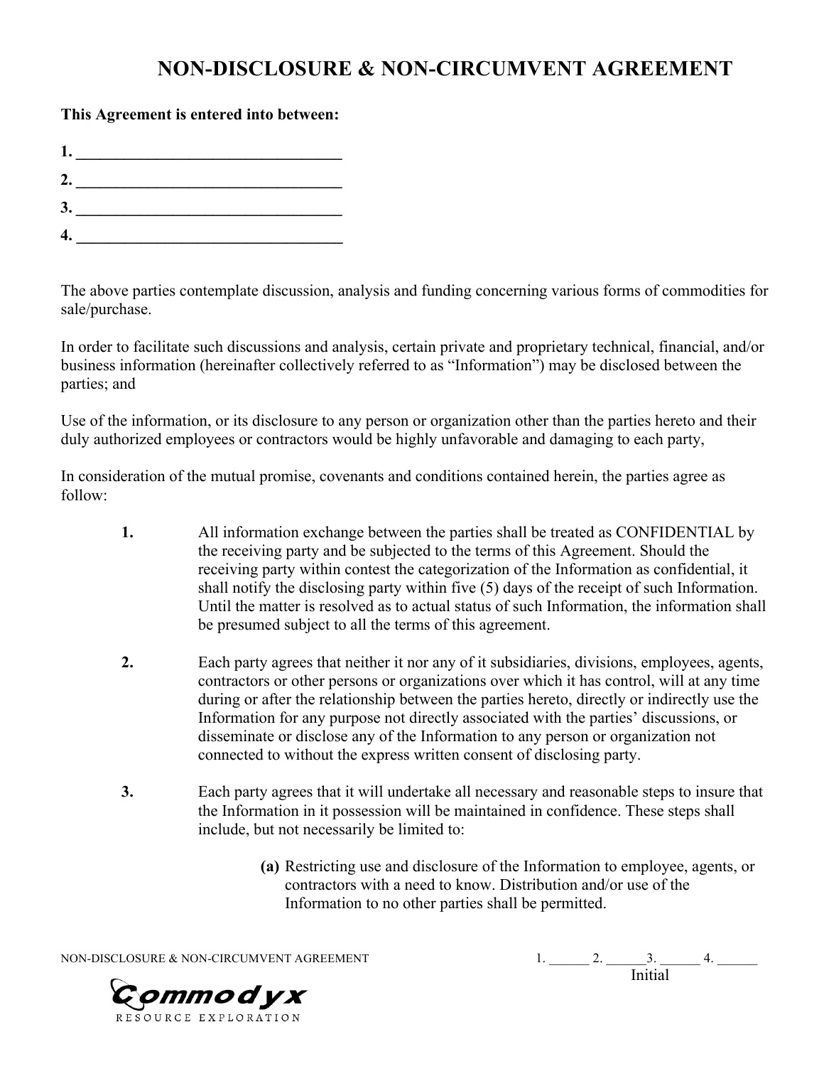# NON-DISCLOSURE & NON-CIRCUMVENT AGREEMENT

**This Agreement is entered into between:**

**1. _________________________________**

**2. _________________________________**

**3. _________________________________**

**4. _________________________________**

The above parties contemplate discussion, analysis and funding concerning various forms of commodities for sale/purchase.

In order to facilitate such discussions and analysis, certain private and proprietary technical, financial, and/or business information (hereinafter collectively referred to as "Information") may be disclosed between the parties; and

Use of the information, or its disclosure to any person or organization other than the parties hereto and their duly authorized employees or contractors would be highly unfavorable and damaging to each party,

In consideration of the mutual promise, covenants and conditions contained herein, the parties agree as follow:

**1.** All information exchange between the parties shall be treated as CONFIDENTIAL by the receiving party and be subjected to the terms of this Agreement. Should the receiving party within contest the categorization of the Information as confidential, it shall notify the disclosing party within five (5) days of the receipt of such Information. Until the matter is resolved as to actual status of such Information, the information shall be presumed subject to all the terms of this agreement.

**2.** Each party agrees that neither it nor any of it subsidiaries, divisions, employees, agents, contractors or other persons or organizations over which it has control, will at any time during or after the relationship between the parties hereto, directly or indirectly use the Information for any purpose not directly associated with the parties' discussions, or disseminate or disclose any of the Information to any person or organization not connected to without the express written consent of disclosing party.

**3.** Each party agrees that it will undertake all necessary and reasonable steps to insure that the Information in it possession will be maintained in confidence. These steps shall include, but not necessarily be limited to:

**(a)** Restricting use and disclosure of the Information to employee, agents, or contractors with a need to know. Distribution and/or use of the Information to no other parties shall be permitted.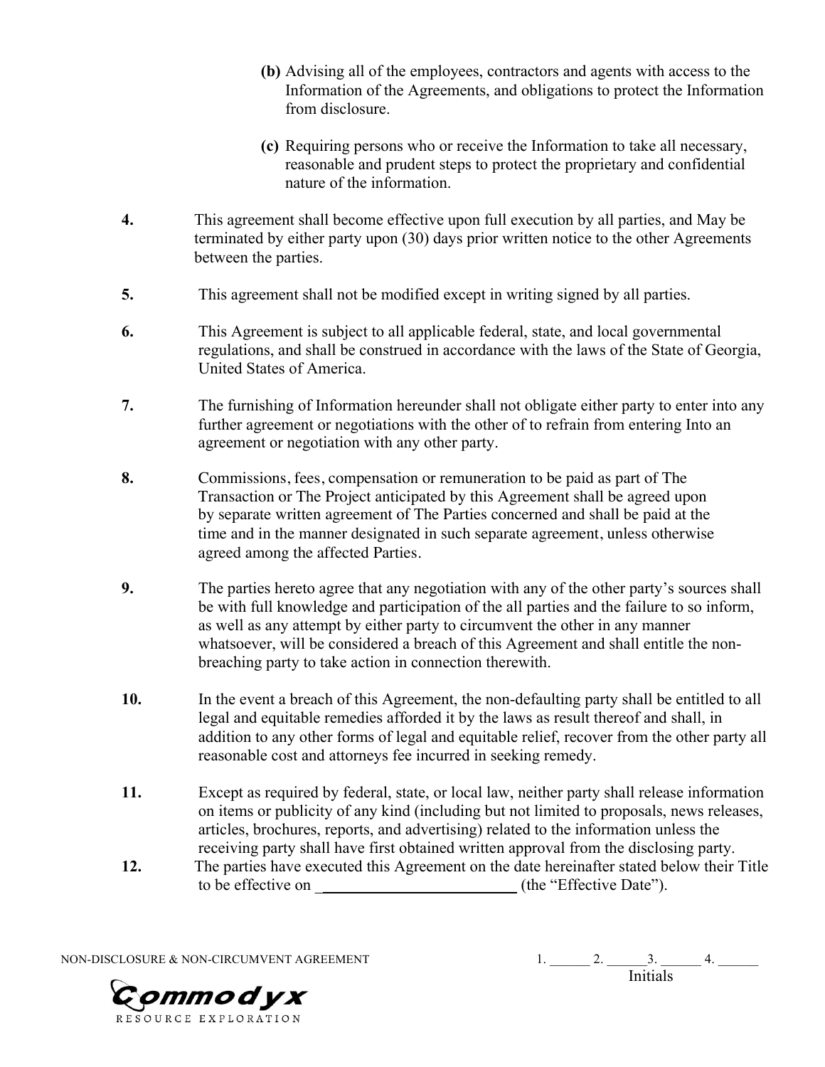**(b)** Advising all of the employees, contractors and agents with access to the Information of the Agreements, and obligations to protect the Information from disclosure.

**(c)** Requiring persons who or receive the Information to take all necessary, reasonable and prudent steps to protect the proprietary and confidential nature of the information.

**4.** This agreement shall become effective upon full execution by all parties, and May be terminated by either party upon (30) days prior written notice to the other Agreements between the parties.

**5.** This agreement shall not be modified except in writing signed by all parties.

**6.** This Agreement is subject to all applicable federal, state, and local governmental regulations, and shall be construed in accordance with the laws of the State of Georgia, United States of America.

**7.** The furnishing of Information hereunder shall not obligate either party to enter into any further agreement or negotiations with the other of to refrain from entering Into an agreement or negotiation with any other party.

**8.** Commissions, fees, compensation or remuneration to be paid as part of The Transaction or The Project anticipated by this Agreement shall be agreed upon by separate written agreement of The Parties concerned and shall be paid at the time and in the manner designated in such separate agreement, unless otherwise agreed among the affected Parties.

**9.** The parties hereto agree that any negotiation with any of the other party's sources shall be with full knowledge and participation of the all parties and the failure to so inform, as well as any attempt by either party to circumvent the other in any manner whatsoever, will be considered a breach of this Agreement and shall entitle the non-breaching party to take action in connection therewith.

**10.** In the event a breach of this Agreement, the non-defaulting party shall be entitled to all legal and equitable remedies afforded it by the laws as result thereof and shall, in addition to any other forms of legal and equitable relief, recover from the other party all reasonable cost and attorneys fee incurred in seeking remedy.

**11.** Except as required by federal, state, or local law, neither party shall release information on items or publicity of any kind (including but not limited to proposals, news releases, articles, brochures, reports, and advertising) related to the information unless the receiving party shall have first obtained written approval from the disclosing party.

**12.** The parties have executed this Agreement on the date hereinafter stated below their Title to be effective on _________________________ (the "Effective Date").

NON-DISCLOSURE & NON-CIRCUMVENT AGREEMENT

1. ______ 2. ______ 3. ______ 4. ______
Initials

Commodyx
RESOURCE EXPLORATION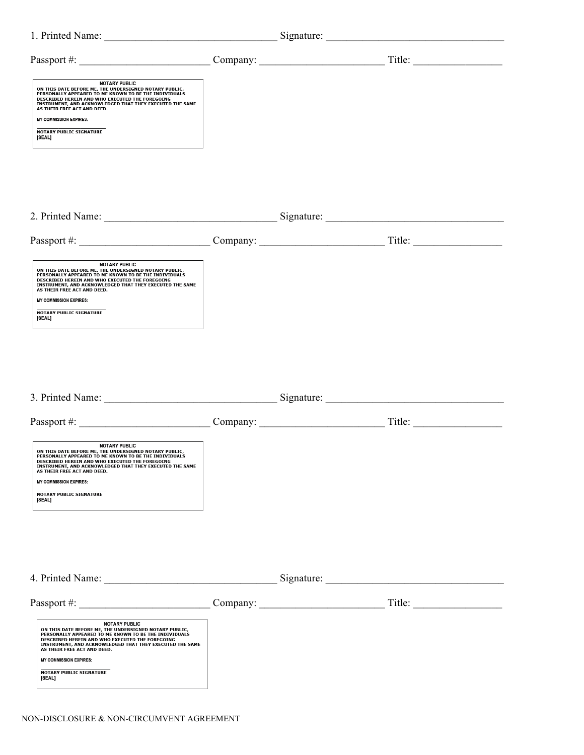1. Printed Name: ________________________________ Signature: _________________________________

Passport #: _________________________ Company: _______________________ Title: ________________

NOTARY PUBLIC
ON THIS DATE BEFORE ME, THE UNDERSIGNED NOTARY PUBLIC, PERSONALLY APPEARED TO ME KNOWN TO BE THE INDIVIDUALS DESCRIBED HEREIN AND WHO EXECUTED THE FOREGOING INSTRUMENT, AND ACKNOWLEDGED THAT THEY EXECUTED THE SAME AS THEIR FREE ACT AND DEED.

MY COMMISSION EXPIRES:

______________________
NOTARY PUBLIC SIGNATURE
[SEAL]

2. Printed Name: ________________________________ Signature: _________________________________

Passport #: _________________________ Company: _______________________ Title: ________________

NOTARY PUBLIC
ON THIS DATE BEFORE ME, THE UNDERSIGNED NOTARY PUBLIC, PERSONALLY APPEARED TO ME KNOWN TO BE THE INDIVIDUALS DESCRIBED HEREIN AND WHO EXECUTED THE FOREGOING INSTRUMENT, AND ACKNOWLEDGED THAT THEY EXECUTED THE SAME AS THEIR FREE ACT AND DEED.

MY COMMISSION EXPIRES:

______________________
NOTARY PUBLIC SIGNATURE
[SEAL]

3. Printed Name: ________________________________ Signature: _________________________________

Passport #: _________________________ Company: _______________________ Title: ________________

NOTARY PUBLIC
ON THIS DATE BEFORE ME, THE UNDERSIGNED NOTARY PUBLIC, PERSONALLY APPEARED TO ME KNOWN TO BE THE INDIVIDUALS DESCRIBED HEREIN AND WHO EXECUTED THE FOREGOING INSTRUMENT, AND ACKNOWLEDGED THAT THEY EXECUTED THE SAME AS THEIR FREE ACT AND DEED.

MY COMMISSION EXPIRES:

______________________
NOTARY PUBLIC SIGNATURE
[SEAL]

4. Printed Name: ________________________________ Signature: _________________________________

Passport #: _________________________ Company: _______________________ Title: ________________

NOTARY PUBLIC
ON THIS DATE BEFORE ME, THE UNDERSIGNED NOTARY PUBLIC, PERSONALLY APPEARED TO ME KNOWN TO BE THE INDIVIDUALS DESCRIBED HEREIN AND WHO EXECUTED THE FOREGOING INSTRUMENT, AND ACKNOWLEDGED THAT THEY EXECUTED THE SAME AS THEIR FREE ACT AND DEED.

MY COMMISSION EXPIRES:

______________________
NOTARY PUBLIC SIGNATURE
[SEAL]